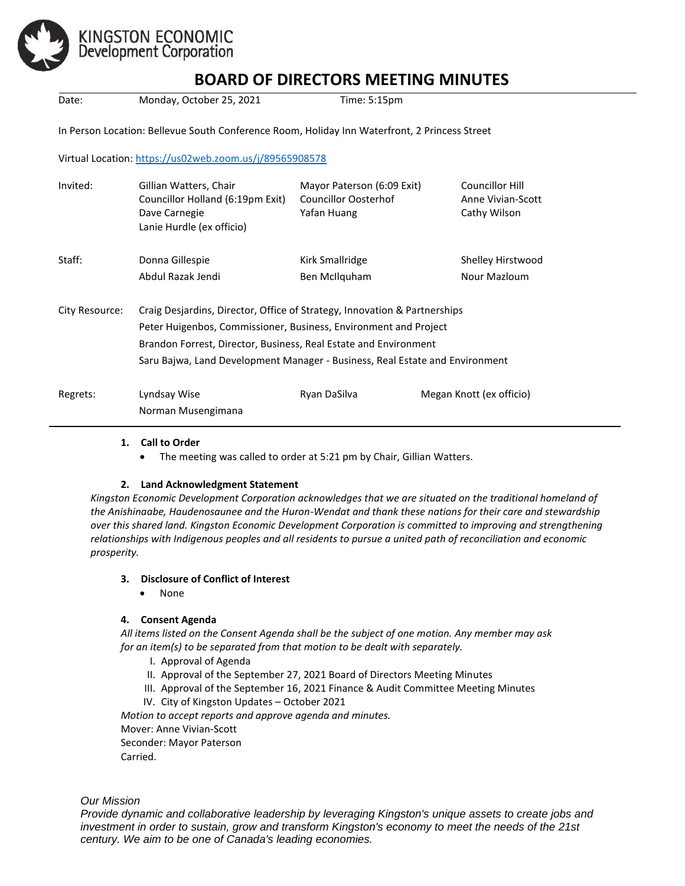KINGSTON ECONOMIC Development Corporation

# BOARD OF DIRECTORS MEETING MINUTES

Date: Monday, October 25, 2021 Time: 5:15pm

In Person Location: Bellevue South Conference Room, Holiday Inn Waterfront, 2 Princess Street

Virtual Location: https://us02web.zoom.us/j/89565908578

| | | | |
|---|---|---|---|
| Invited: | Gillian Watters, Chair | Mayor Paterson (6:09 Exit) | Councillor Hill |
| | Councillor Holland (6:19pm Exit) | Councillor Oosterhof | Anne Vivian-Scott |
| | Dave Carnegie | Yafan Huang | Cathy Wilson |
| | Lanie Hurdle (ex officio) | | |
| Staff: | Donna Gillespie | Kirk Smallridge | Shelley Hirstwood |
| | Abdul Razak Jendi | Ben McIlquham | Nour Mazloum |
| City Resource: | Craig Desjardins, Director, Office of Strategy, Innovation & Partnerships | | |
| | Peter Huigenbos, Commissioner, Business, Environment and Project | | |
| | Brandon Forrest, Director, Business, Real Estate and Environment | | |
| | Saru Bajwa, Land Development Manager - Business, Real Estate and Environment | | |
| Regrets: | Lyndsay Wise | Ryan DaSilva | Megan Knott (ex officio) |
| | Norman Musengimana | | |

**1. Call to Order**

- The meeting was called to order at 5:21 pm by Chair, Gillian Watters.

**2. Land Acknowledgment Statement**

*Kingston Economic Development Corporation acknowledges that we are situated on the traditional homeland of the Anishinaabe, Haudenosaunee and the Huron-Wendat and thank these nations for their care and stewardship over this shared land. Kingston Economic Development Corporation is committed to improving and strengthening relationships with Indigenous peoples and all residents to pursue a united path of reconciliation and economic prosperity.*

**3. Disclosure of Conflict of Interest**

- None

**4. Consent Agenda**

*All items listed on the Consent Agenda shall be the subject of one motion. Any member may ask for an item(s) to be separated from that motion to be dealt with separately.*

I. Approval of Agenda
II. Approval of the September 27, 2021 Board of Directors Meeting Minutes
III. Approval of the September 16, 2021 Finance & Audit Committee Meeting Minutes
IV. City of Kingston Updates – October 2021

*Motion to accept reports and approve agenda and minutes.*
Mover: Anne Vivian-Scott
Seconder: Mayor Paterson
Carried.

*Our Mission*
*Provide dynamic and collaborative leadership by leveraging Kingston's unique assets to create jobs and investment in order to sustain, grow and transform Kingston's economy to meet the needs of the 21st century. We aim to be one of Canada's leading economies.*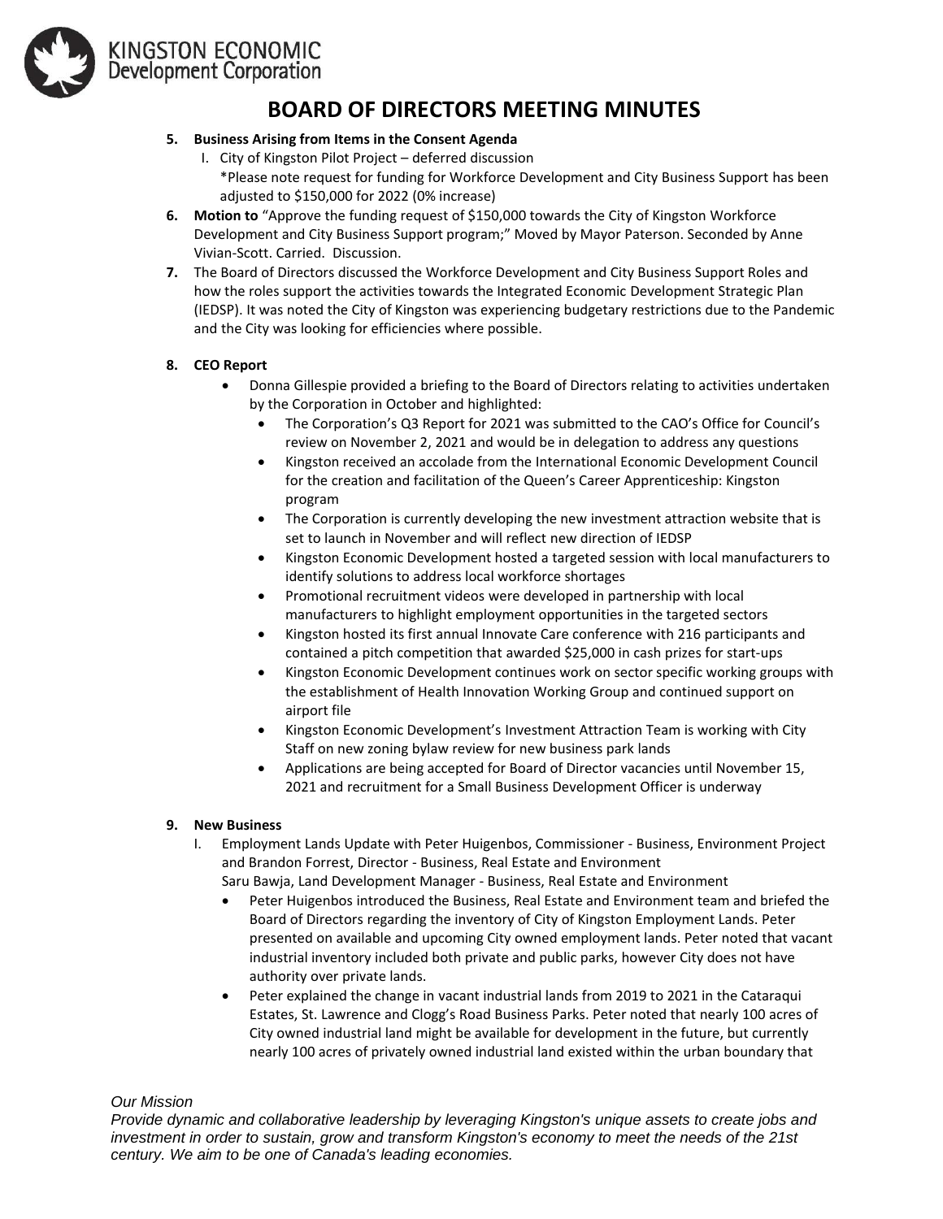# BOARD OF DIRECTORS MEETING MINUTES

5. **Business Arising from Items in the Consent Agenda**
   I. City of Kingston Pilot Project – deferred discussion
   *Please note request for funding for Workforce Development and City Business Support has been adjusted to $150,000 for 2022 (0% increase)
6. **Motion to** "Approve the funding request of $150,000 towards the City of Kingston Workforce Development and City Business Support program;" Moved by Mayor Paterson. Seconded by Anne Vivian-Scott. Carried. Discussion.
7. The Board of Directors discussed the Workforce Development and City Business Support Roles and how the roles support the activities towards the Integrated Economic Development Strategic Plan (IEDSP). It was noted the City of Kingston was experiencing budgetary restrictions due to the Pandemic and the City was looking for efficiencies where possible.

8. **CEO Report**
   - Donna Gillespie provided a briefing to the Board of Directors relating to activities undertaken by the Corporation in October and highlighted:
     - The Corporation's Q3 Report for 2021 was submitted to the CAO's Office for Council's review on November 2, 2021 and would be in delegation to address any questions
     - Kingston received an accolade from the International Economic Development Council for the creation and facilitation of the Queen's Career Apprenticeship: Kingston program
     - The Corporation is currently developing the new investment attraction website that is set to launch in November and will reflect new direction of IEDSP
     - Kingston Economic Development hosted a targeted session with local manufacturers to identify solutions to address local workforce shortages
     - Promotional recruitment videos were developed in partnership with local manufacturers to highlight employment opportunities in the targeted sectors
     - Kingston hosted its first annual Innovate Care conference with 216 participants and contained a pitch competition that awarded $25,000 in cash prizes for start-ups
     - Kingston Economic Development continues work on sector specific working groups with the establishment of Health Innovation Working Group and continued support on airport file
     - Kingston Economic Development's Investment Attraction Team is working with City Staff on new zoning bylaw review for new business park lands
     - Applications are being accepted for Board of Director vacancies until November 15, 2021 and recruitment for a Small Business Development Officer is underway

9. **New Business**
   I. Employment Lands Update with Peter Huigenbos, Commissioner - Business, Environment Project and Brandon Forrest, Director - Business, Real Estate and Environment
   Saru Bawja, Land Development Manager - Business, Real Estate and Environment
   - Peter Huigenbos introduced the Business, Real Estate and Environment team and briefed the Board of Directors regarding the inventory of City of Kingston Employment Lands. Peter presented on available and upcoming City owned employment lands. Peter noted that vacant industrial inventory included both private and public parks, however City does not have authority over private lands.
   - Peter explained the change in vacant industrial lands from 2019 to 2021 in the Cataraqui Estates, St. Lawrence and Clogg's Road Business Parks. Peter noted that nearly 100 acres of City owned industrial land might be available for development in the future, but currently nearly 100 acres of privately owned industrial land existed within the urban boundary that

*Our Mission*
*Provide dynamic and collaborative leadership by leveraging Kingston's unique assets to create jobs and investment in order to sustain, grow and transform Kingston's economy to meet the needs of the 21st century. We aim to be one of Canada's leading economies.*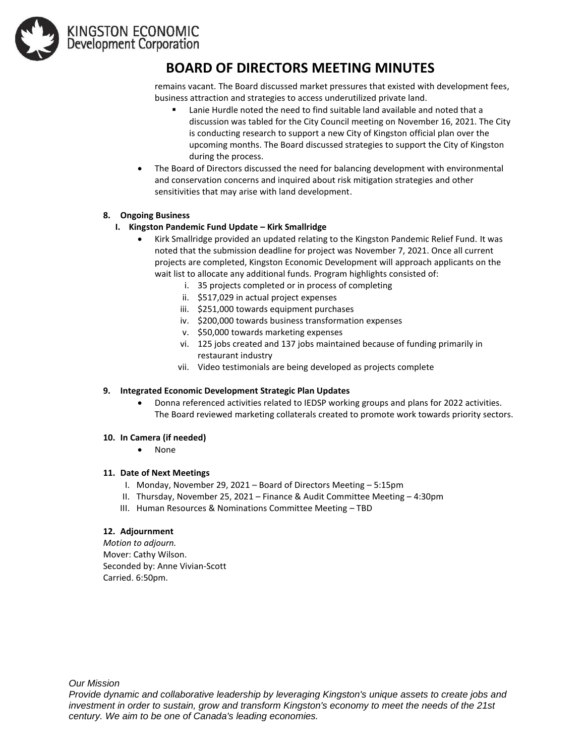remains vacant. The Board discussed market pressures that existed with development fees, business attraction and strategies to access underutilized private land.

- Lanie Hurdle noted the need to find suitable land available and noted that a discussion was tabled for the City Council meeting on November 16, 2021. The City is conducting research to support a new City of Kingston official plan over the upcoming months. The Board discussed strategies to support the City of Kingston during the process.

- The Board of Directors discussed the need for balancing development with environmental and conservation concerns and inquired about risk mitigation strategies and other sensitivities that may arise with land development.

**8. Ongoing Business**

**I. Kingston Pandemic Fund Update – Kirk Smallridge**

- Kirk Smallridge provided an updated relating to the Kingston Pandemic Relief Fund. It was noted that the submission deadline for project was November 7, 2021. Once all current projects are completed, Kingston Economic Development will approach applicants on the wait list to allocate any additional funds. Program highlights consisted of:
  - i. 35 projects completed or in process of completing
  - ii. $517,029 in actual project expenses
  - iii. $251,000 towards equipment purchases
  - iv. $200,000 towards business transformation expenses
  - v. $50,000 towards marketing expenses
  - vi. 125 jobs created and 137 jobs maintained because of funding primarily in restaurant industry
  - vii. Video testimonials are being developed as projects complete

**9. Integrated Economic Development Strategic Plan Updates**

- Donna referenced activities related to IEDSP working groups and plans for 2022 activities. The Board reviewed marketing collaterals created to promote work towards priority sectors.

**10. In Camera (if needed)**

- None

**11. Date of Next Meetings**

- I. Monday, November 29, 2021 – Board of Directors Meeting – 5:15pm
- II. Thursday, November 25, 2021 – Finance & Audit Committee Meeting – 4:30pm
- III. Human Resources & Nominations Committee Meeting – TBD

**12. Adjournment**

*Motion to adjourn.*
Mover: Cathy Wilson.
Seconded by: Anne Vivian-Scott
Carried. 6:50pm.

*Our Mission*
*Provide dynamic and collaborative leadership by leveraging Kingston's unique assets to create jobs and investment in order to sustain, grow and transform Kingston's economy to meet the needs of the 21st century. We aim to be one of Canada's leading economies.*